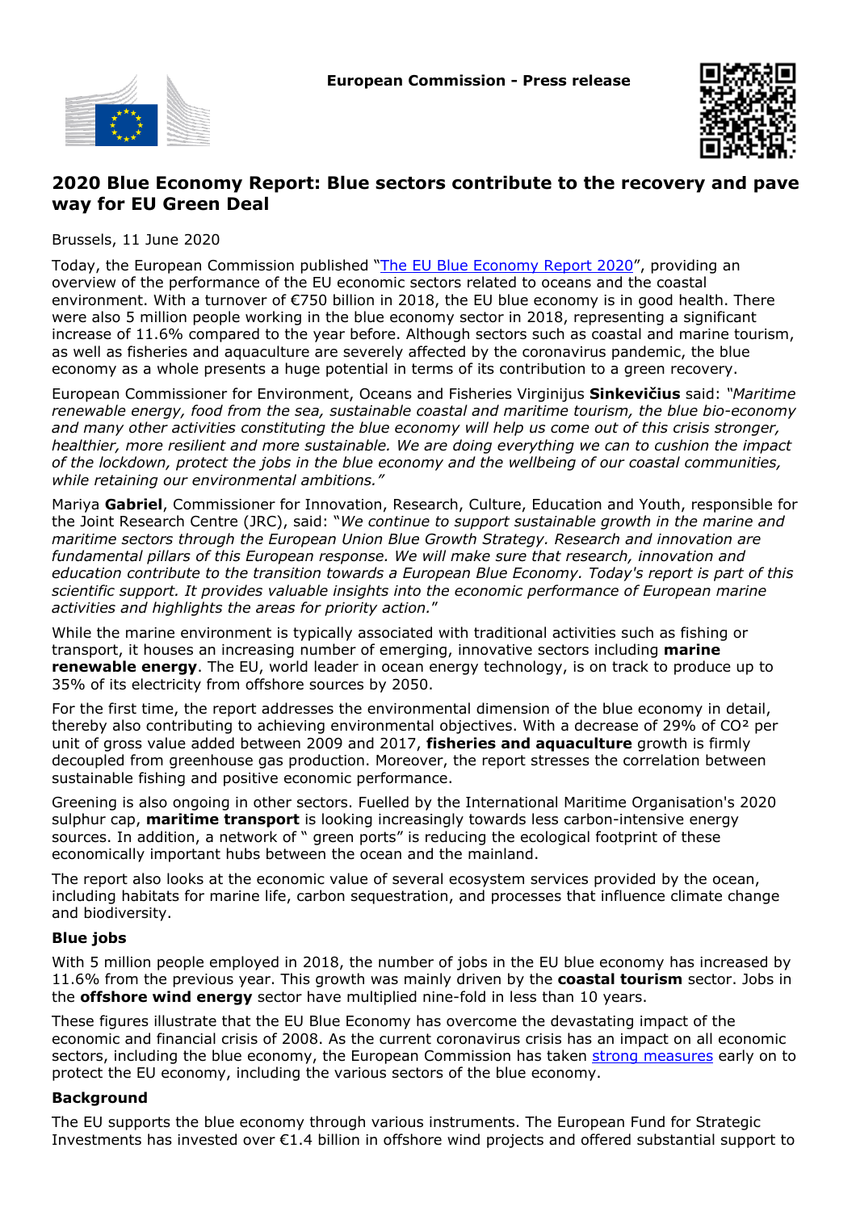European Commission - Press release

# 2020 Blue Economy Report: Blue sectors contribute to the recovery and pave way for EU Green Deal

Brussels, 11 June 2020

Today, the European Commission published "[The EU Blue Economy Report 2020](#)", providing an overview of the performance of the EU economic sectors related to oceans and the coastal environment. With a turnover of €750 billion in 2018, the EU blue economy is in good health. There were also 5 million people working in the blue economy sector in 2018, representing a significant increase of 11.6% compared to the year before. Although sectors such as coastal and marine tourism, as well as fisheries and aquaculture are severely affected by the coronavirus pandemic, the blue economy as a whole presents a huge potential in terms of its contribution to a green recovery.

European Commissioner for Environment, Oceans and Fisheries Virginijus **Sinkevičius** said: *"Maritime renewable energy, food from the sea, sustainable coastal and maritime tourism, the blue bio-economy and many other activities constituting the blue economy will help us come out of this crisis stronger, healthier, more resilient and more sustainable. We are doing everything we can to cushion the impact of the lockdown, protect the jobs in the blue economy and the wellbeing of our coastal communities, while retaining our environmental ambitions."*

Mariya **Gabriel**, Commissioner for Innovation, Research, Culture, Education and Youth, responsible for the Joint Research Centre (JRC), said: "*We continue to support sustainable growth in the marine and maritime sectors through the European Union Blue Growth Strategy. Research and innovation are fundamental pillars of this European response. We will make sure that research, innovation and education contribute to the transition towards a European Blue Economy. Today's report is part of this scientific support. It provides valuable insights into the economic performance of European marine activities and highlights the areas for priority action.*"

While the marine environment is typically associated with traditional activities such as fishing or transport, it houses an increasing number of emerging, innovative sectors including **marine renewable energy**. The EU, world leader in ocean energy technology, is on track to produce up to 35% of its electricity from offshore sources by 2050.

For the first time, the report addresses the environmental dimension of the blue economy in detail, thereby also contributing to achieving environmental objectives. With a decrease of 29% of $CO^2$ per unit of gross value added between 2009 and 2017, **fisheries and aquaculture** growth is firmly decoupled from greenhouse gas production. Moreover, the report stresses the correlation between sustainable fishing and positive economic performance.

Greening is also ongoing in other sectors. Fuelled by the International Maritime Organisation's 2020 sulphur cap, **maritime transport** is looking increasingly towards less carbon-intensive energy sources. In addition, a network of " green ports" is reducing the ecological footprint of these economically important hubs between the ocean and the mainland.

The report also looks at the economic value of several ecosystem services provided by the ocean, including habitats for marine life, carbon sequestration, and processes that influence climate change and biodiversity.

### Blue jobs

With 5 million people employed in 2018, the number of jobs in the EU blue economy has increased by 11.6% from the previous year. This growth was mainly driven by the **coastal tourism** sector. Jobs in the **offshore wind energy** sector have multiplied nine-fold in less than 10 years.

These figures illustrate that the EU Blue Economy has overcome the devastating impact of the economic and financial crisis of 2008. As the current coronavirus crisis has an impact on all economic sectors, including the blue economy, the European Commission has taken [strong measures](#) early on to protect the EU economy, including the various sectors of the blue economy.

### Background

The EU supports the blue economy through various instruments. The European Fund for Strategic Investments has invested over €1.4 billion in offshore wind projects and offered substantial support to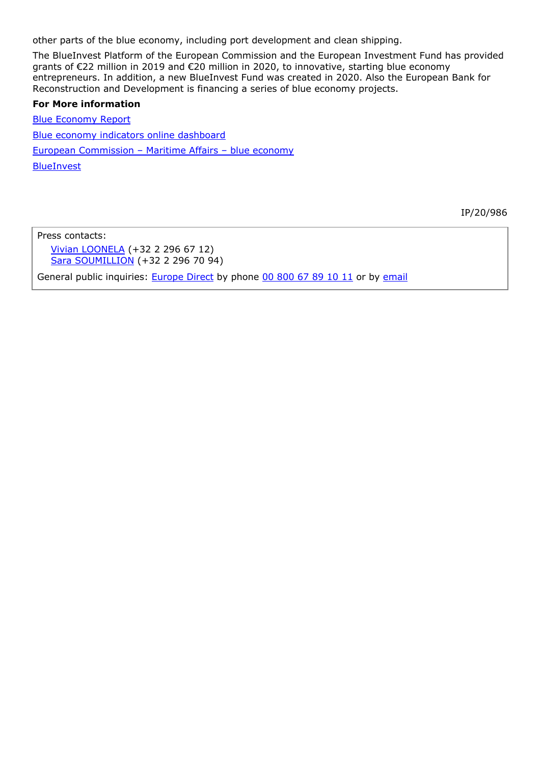other parts of the blue economy, including port development and clean shipping.

The BlueInvest Platform of the European Commission and the European Investment Fund has provided grants of €22 million in 2019 and €20 million in 2020, to innovative, starting blue economy entrepreneurs. In addition, a new BlueInvest Fund was created in 2020. Also the European Bank for Reconstruction and Development is financing a series of blue economy projects.

**For More information**

Blue Economy Report

Blue economy indicators online dashboard

European Commission – Maritime Affairs – blue economy

BlueInvest

IP/20/986

Press contacts:

Vivian LOONELA (+32 2 296 67 12)
Sara SOUMILLION (+32 2 296 70 94)

General public inquiries: Europe Direct by phone 00 800 67 89 10 11 or by email